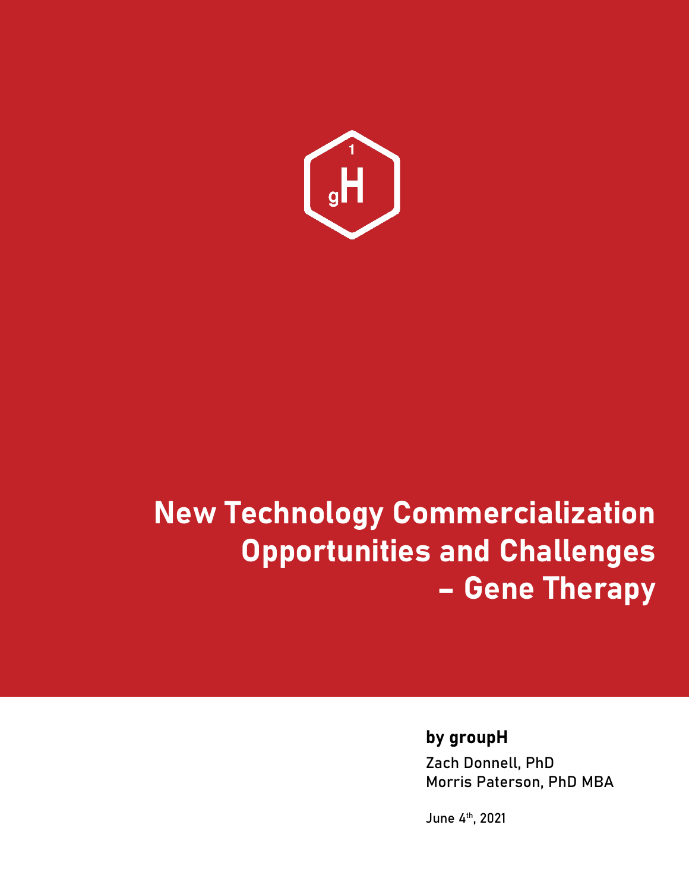# New Technology Commercialization Opportunities and Challenges – Gene Therapy

**by groupH**

Zach Donnell, PhD
Morris Paterson, PhD MBA

June 4th, 2021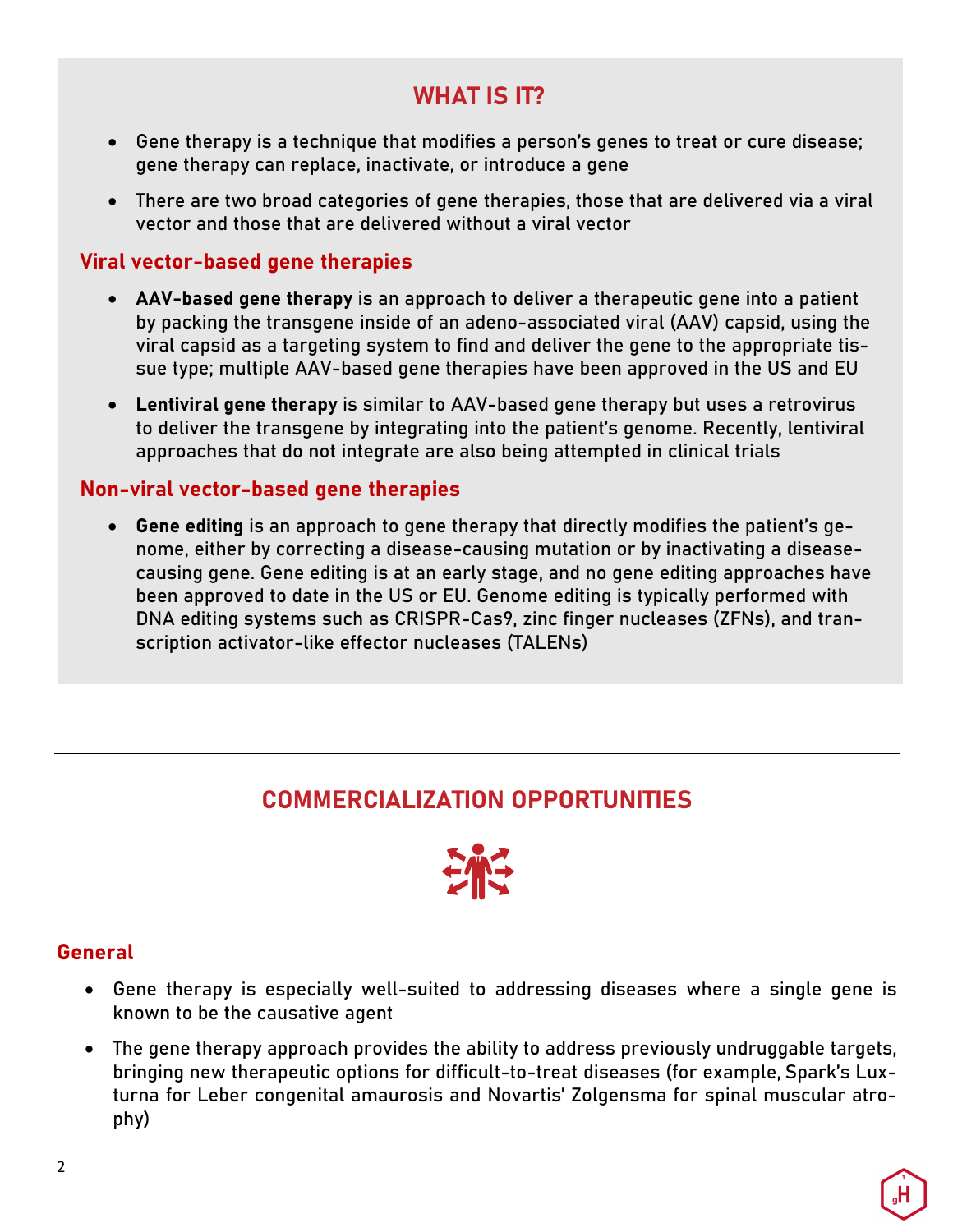## WHAT IS IT?

- Gene therapy is a technique that modifies a person's genes to treat or cure disease; gene therapy can replace, inactivate, or introduce a gene
- There are two broad categories of gene therapies, those that are delivered via a viral vector and those that are delivered without a viral vector

### Viral vector-based gene therapies

- **AAV-based gene therapy** is an approach to deliver a therapeutic gene into a patient by packing the transgene inside of an adeno-associated viral (AAV) capsid, using the viral capsid as a targeting system to find and deliver the gene to the appropriate tissue type; multiple AAV-based gene therapies have been approved in the US and EU
- **Lentiviral gene therapy** is similar to AAV-based gene therapy but uses a retrovirus to deliver the transgene by integrating into the patient's genome. Recently, lentiviral approaches that do not integrate are also being attempted in clinical trials

### Non-viral vector-based gene therapies

- **Gene editing** is an approach to gene therapy that directly modifies the patient's genome, either by correcting a disease-causing mutation or by inactivating a disease-causing gene. Gene editing is at an early stage, and no gene editing approaches have been approved to date in the US or EU. Genome editing is typically performed with DNA editing systems such as CRISPR-Cas9, zinc finger nucleases (ZFNs), and transcription activator-like effector nucleases (TALENs)

---

## COMMERCIALIZATION OPPORTUNITIES

### General

- Gene therapy is especially well-suited to addressing diseases where a single gene is known to be the causative agent
- The gene therapy approach provides the ability to address previously undruggable targets, bringing new therapeutic options for difficult-to-treat diseases (for example, Spark's Luxturna for Leber congenital amaurosis and Novartis' Zolgensma for spinal muscular atrophy)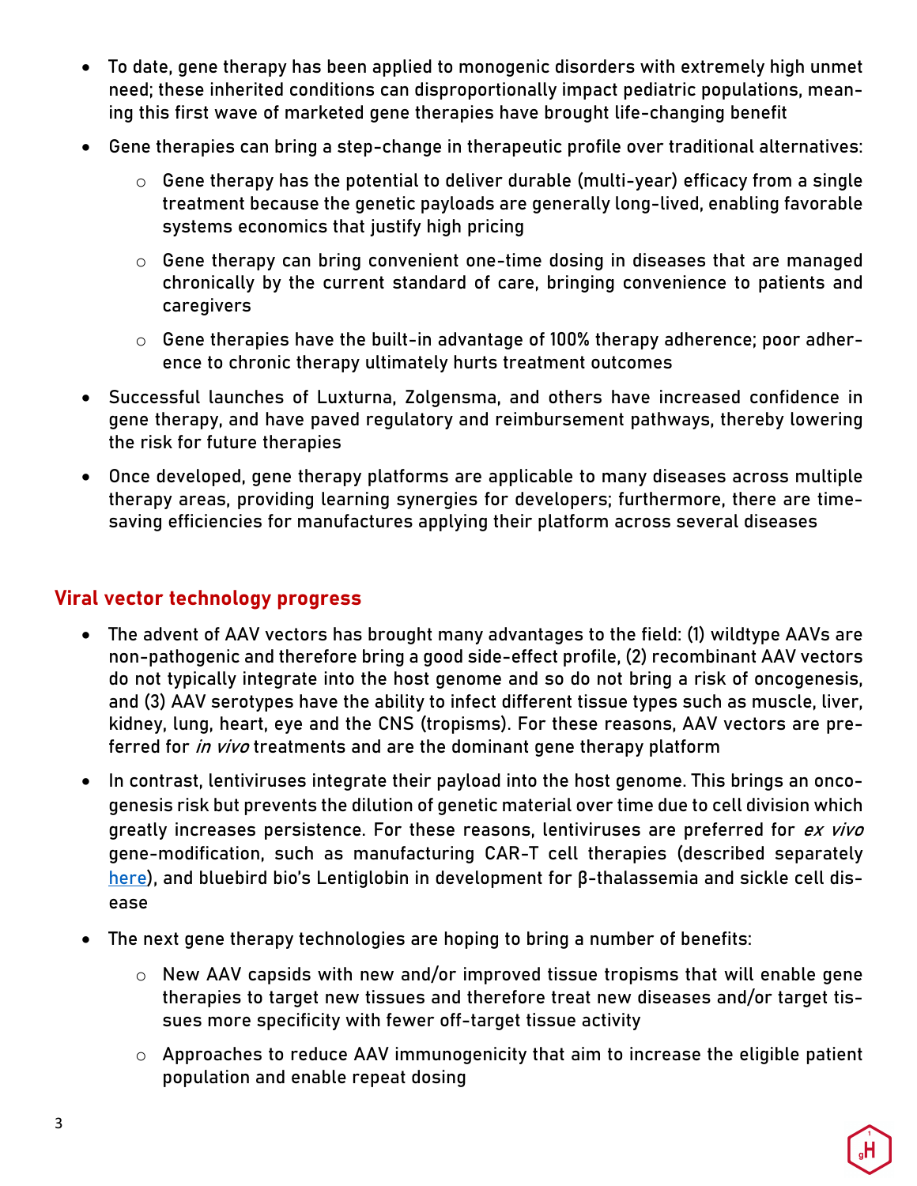- To date, gene therapy has been applied to monogenic disorders with extremely high unmet need; these inherited conditions can disproportionally impact pediatric populations, meaning this first wave of marketed gene therapies have brought life-changing benefit
- Gene therapies can bring a step-change in therapeutic profile over traditional alternatives:
  - Gene therapy has the potential to deliver durable (multi-year) efficacy from a single treatment because the genetic payloads are generally long-lived, enabling favorable systems economics that justify high pricing
  - Gene therapy can bring convenient one-time dosing in diseases that are managed chronically by the current standard of care, bringing convenience to patients and caregivers
  - Gene therapies have the built-in advantage of 100% therapy adherence; poor adherence to chronic therapy ultimately hurts treatment outcomes
- Successful launches of Luxturna, Zolgensma, and others have increased confidence in gene therapy, and have paved regulatory and reimbursement pathways, thereby lowering the risk for future therapies
- Once developed, gene therapy platforms are applicable to many diseases across multiple therapy areas, providing learning synergies for developers; furthermore, there are time-saving efficiencies for manufactures applying their platform across several diseases

## Viral vector technology progress

- The advent of AAV vectors has brought many advantages to the field: (1) wildtype AAVs are non-pathogenic and therefore bring a good side-effect profile, (2) recombinant AAV vectors do not typically integrate into the host genome and so do not bring a risk of oncogenesis, and (3) AAV serotypes have the ability to infect different tissue types such as muscle, liver, kidney, lung, heart, eye and the CNS (tropisms). For these reasons, AAV vectors are preferred for *in vivo* treatments and are the dominant gene therapy platform
- In contrast, lentiviruses integrate their payload into the host genome. This brings an oncogenesis risk but prevents the dilution of genetic material over time due to cell division which greatly increases persistence. For these reasons, lentiviruses are preferred for *ex vivo* gene-modification, such as manufacturing CAR-T cell therapies (described separately here), and bluebird bio's Lentiglobin in development for β-thalassemia and sickle cell disease
- The next gene therapy technologies are hoping to bring a number of benefits:
  - New AAV capsids with new and/or improved tissue tropisms that will enable gene therapies to target new tissues and therefore treat new diseases and/or target tissues more specificity with fewer off-target tissue activity
  - Approaches to reduce AAV immunogenicity that aim to increase the eligible patient population and enable repeat dosing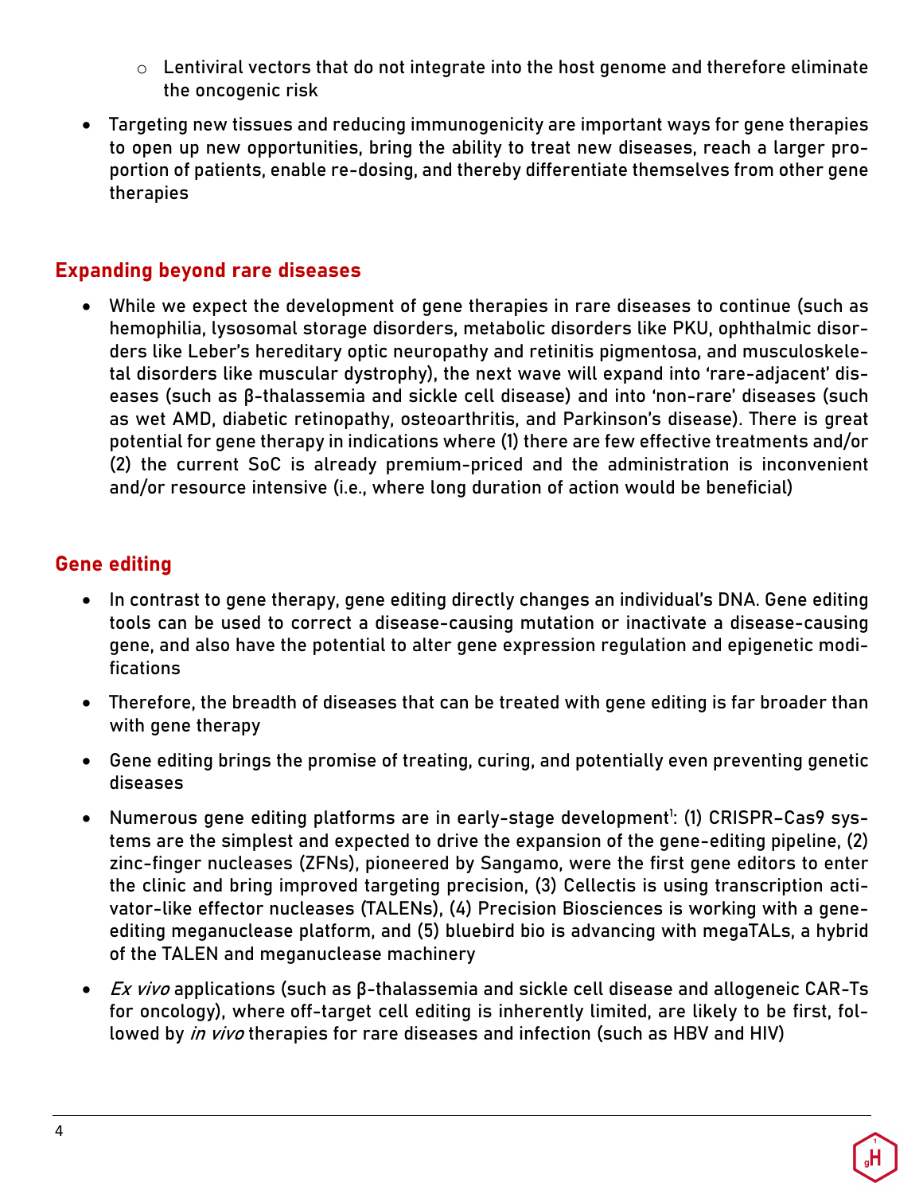- Lentiviral vectors that do not integrate into the host genome and therefore eliminate the oncogenic risk

- Targeting new tissues and reducing immunogenicity are important ways for gene therapies to open up new opportunities, bring the ability to treat new diseases, reach a larger proportion of patients, enable re-dosing, and thereby differentiate themselves from other gene therapies

## Expanding beyond rare diseases

- While we expect the development of gene therapies in rare diseases to continue (such as hemophilia, lysosomal storage disorders, metabolic disorders like PKU, ophthalmic disorders like Leber's hereditary optic neuropathy and retinitis pigmentosa, and musculoskeletal disorders like muscular dystrophy), the next wave will expand into 'rare-adjacent' diseases (such as β-thalassemia and sickle cell disease) and into 'non-rare' diseases (such as wet AMD, diabetic retinopathy, osteoarthritis, and Parkinson's disease). There is great potential for gene therapy in indications where (1) there are few effective treatments and/or (2) the current SoC is already premium-priced and the administration is inconvenient and/or resource intensive (i.e., where long duration of action would be beneficial)

## Gene editing

- In contrast to gene therapy, gene editing directly changes an individual's DNA. Gene editing tools can be used to correct a disease-causing mutation or inactivate a disease-causing gene, and also have the potential to alter gene expression regulation and epigenetic modifications
- Therefore, the breadth of diseases that can be treated with gene editing is far broader than with gene therapy
- Gene editing brings the promise of treating, curing, and potentially even preventing genetic diseases
- Numerous gene editing platforms are in early-stage development[1]: (1) CRISPR–Cas9 systems are the simplest and expected to drive the expansion of the gene-editing pipeline, (2) zinc-finger nucleases (ZFNs), pioneered by Sangamo, were the first gene editors to enter the clinic and bring improved targeting precision, (3) Cellectis is using transcription activator-like effector nucleases (TALENs), (4) Precision Biosciences is working with a gene-editing meganuclease platform, and (5) bluebird bio is advancing with megaTALs, a hybrid of the TALEN and meganuclease machinery
- *Ex vivo* applications (such as β-thalassemia and sickle cell disease and allogeneic CAR-Ts for oncology), where off-target cell editing is inherently limited, are likely to be first, followed by *in vivo* therapies for rare diseases and infection (such as HBV and HIV)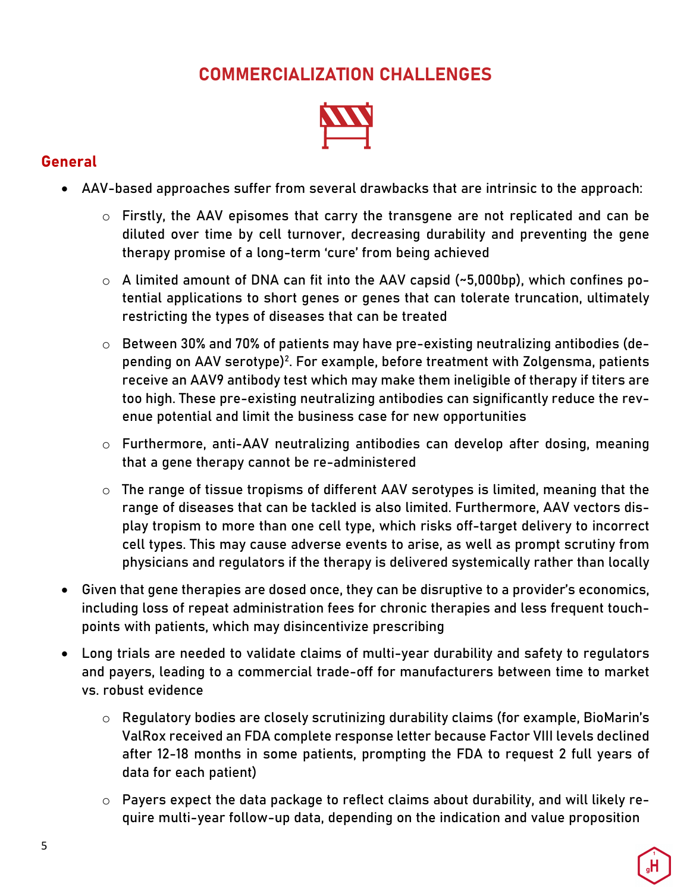# COMMERCIALIZATION CHALLENGES

## General

- AAV-based approaches suffer from several drawbacks that are intrinsic to the approach:
  - Firstly, the AAV episomes that carry the transgene are not replicated and can be diluted over time by cell turnover, decreasing durability and preventing the gene therapy promise of a long-term 'cure' from being achieved
  - A limited amount of DNA can fit into the AAV capsid (~5,000bp), which confines potential applications to short genes or genes that can tolerate truncation, ultimately restricting the types of diseases that can be treated
  - Between 30% and 70% of patients may have pre-existing neutralizing antibodies (depending on AAV serotype)[2]. For example, before treatment with Zolgensma, patients receive an AAV9 antibody test which may make them ineligible of therapy if titers are too high. These pre-existing neutralizing antibodies can significantly reduce the revenue potential and limit the business case for new opportunities
  - Furthermore, anti-AAV neutralizing antibodies can develop after dosing, meaning that a gene therapy cannot be re-administered
  - The range of tissue tropisms of different AAV serotypes is limited, meaning that the range of diseases that can be tackled is also limited. Furthermore, AAV vectors display tropism to more than one cell type, which risks off-target delivery to incorrect cell types. This may cause adverse events to arise, as well as prompt scrutiny from physicians and regulators if the therapy is delivered systemically rather than locally
- Given that gene therapies are dosed once, they can be disruptive to a provider's economics, including loss of repeat administration fees for chronic therapies and less frequent touchpoints with patients, which may disincentivize prescribing
- Long trials are needed to validate claims of multi-year durability and safety to regulators and payers, leading to a commercial trade-off for manufacturers between time to market vs. robust evidence
  - Regulatory bodies are closely scrutinizing durability claims (for example, BioMarin's ValRox received an FDA complete response letter because Factor VIII levels declined after 12-18 months in some patients, prompting the FDA to request 2 full years of data for each patient)
  - Payers expect the data package to reflect claims about durability, and will likely require multi-year follow-up data, depending on the indication and value proposition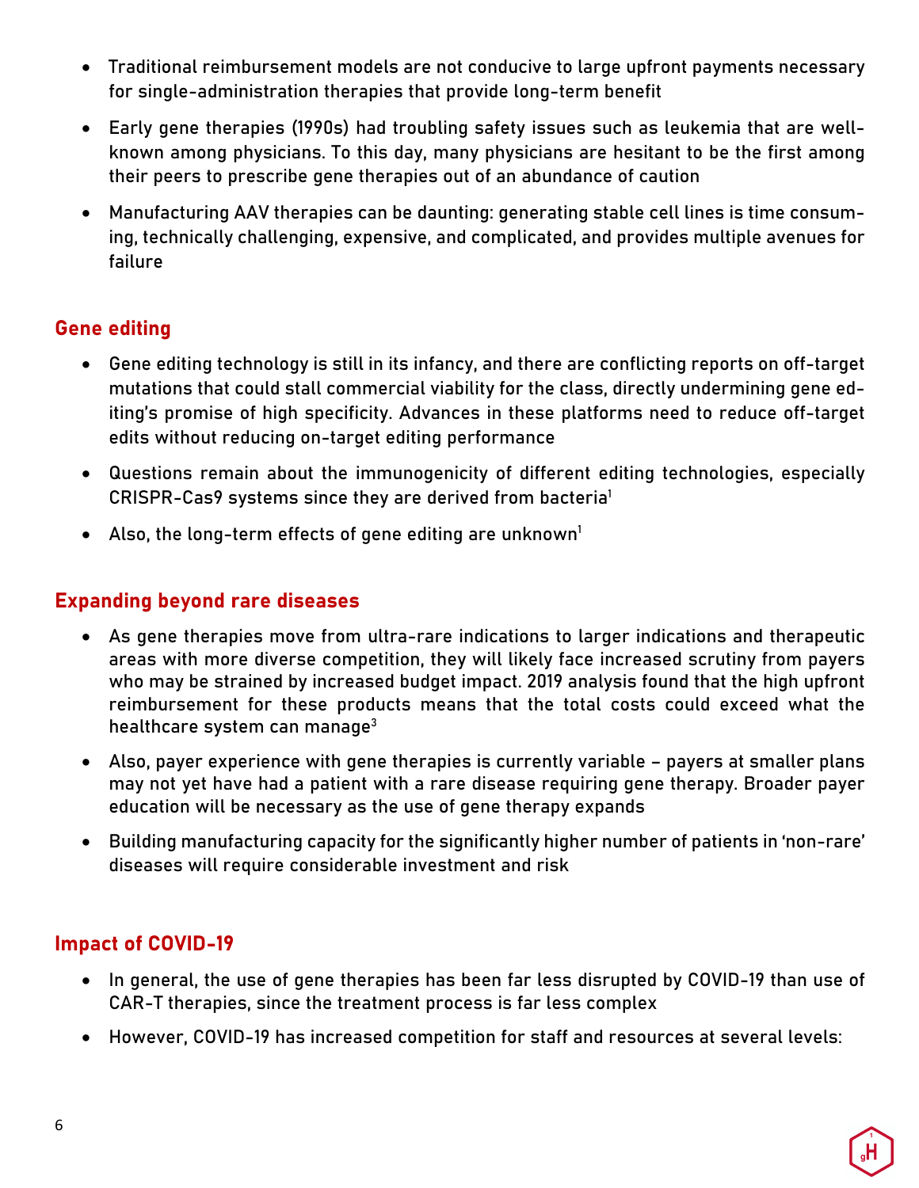- Traditional reimbursement models are not conducive to large upfront payments necessary for single-administration therapies that provide long-term benefit
- Early gene therapies (1990s) had troubling safety issues such as leukemia that are well-known among physicians. To this day, many physicians are hesitant to be the first among their peers to prescribe gene therapies out of an abundance of caution
- Manufacturing AAV therapies can be daunting: generating stable cell lines is time consuming, technically challenging, expensive, and complicated, and provides multiple avenues for failure

## Gene editing

- Gene editing technology is still in its infancy, and there are conflicting reports on off-target mutations that could stall commercial viability for the class, directly undermining gene editing's promise of high specificity. Advances in these platforms need to reduce off-target edits without reducing on-target editing performance
- Questions remain about the immunogenicity of different editing technologies, especially CRISPR-Cas9 systems since they are derived from bacteria[1]
- Also, the long-term effects of gene editing are unknown[1]

## Expanding beyond rare diseases

- As gene therapies move from ultra-rare indications to larger indications and therapeutic areas with more diverse competition, they will likely face increased scrutiny from payers who may be strained by increased budget impact. 2019 analysis found that the high upfront reimbursement for these products means that the total costs could exceed what the healthcare system can manage[3]
- Also, payer experience with gene therapies is currently variable – payers at smaller plans may not yet have had a patient with a rare disease requiring gene therapy. Broader payer education will be necessary as the use of gene therapy expands
- Building manufacturing capacity for the significantly higher number of patients in 'non-rare' diseases will require considerable investment and risk

## Impact of COVID-19

- In general, the use of gene therapies has been far less disrupted by COVID-19 than use of CAR-T therapies, since the treatment process is far less complex
- However, COVID-19 has increased competition for staff and resources at several levels: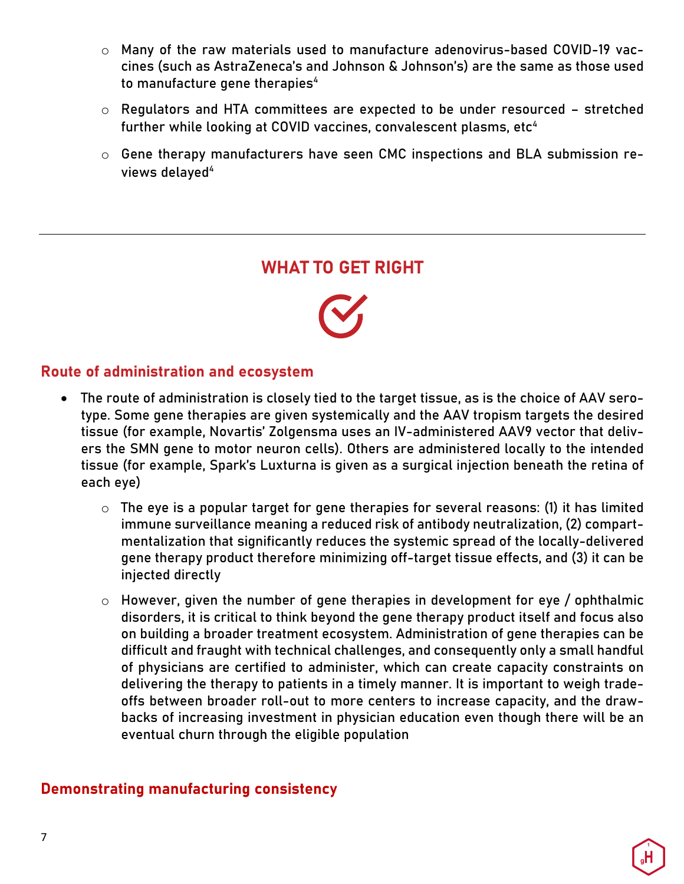- Many of the raw materials used to manufacture adenovirus-based COVID-19 vaccines (such as AstraZeneca's and Johnson & Johnson's) are the same as those used to manufacture gene therapies[4]
    - Regulators and HTA committees are expected to be under resourced – stretched further while looking at COVID vaccines, convalescent plasms, etc[4]
    - Gene therapy manufacturers have seen CMC inspections and BLA submission reviews delayed[4]

---

## WHAT TO GET RIGHT

### Route of administration and ecosystem

- The route of administration is closely tied to the target tissue, as is the choice of AAV serotype. Some gene therapies are given systemically and the AAV tropism targets the desired tissue (for example, Novartis' Zolgensma uses an IV-administered AAV9 vector that delivers the SMN gene to motor neuron cells). Others are administered locally to the intended tissue (for example, Spark's Luxturna is given as a surgical injection beneath the retina of each eye)
    - The eye is a popular target for gene therapies for several reasons: (1) it has limited immune surveillance meaning a reduced risk of antibody neutralization, (2) compartmentalization that significantly reduces the systemic spread of the locally-delivered gene therapy product therefore minimizing off-target tissue effects, and (3) it can be injected directly
    - However, given the number of gene therapies in development for eye / ophthalmic disorders, it is critical to think beyond the gene therapy product itself and focus also on building a broader treatment ecosystem. Administration of gene therapies can be difficult and fraught with technical challenges, and consequently only a small handful of physicians are certified to administer, which can create capacity constraints on delivering the therapy to patients in a timely manner. It is important to weigh tradeoffs between broader roll-out to more centers to increase capacity, and the drawbacks of increasing investment in physician education even though there will be an eventual churn through the eligible population

### Demonstrating manufacturing consistency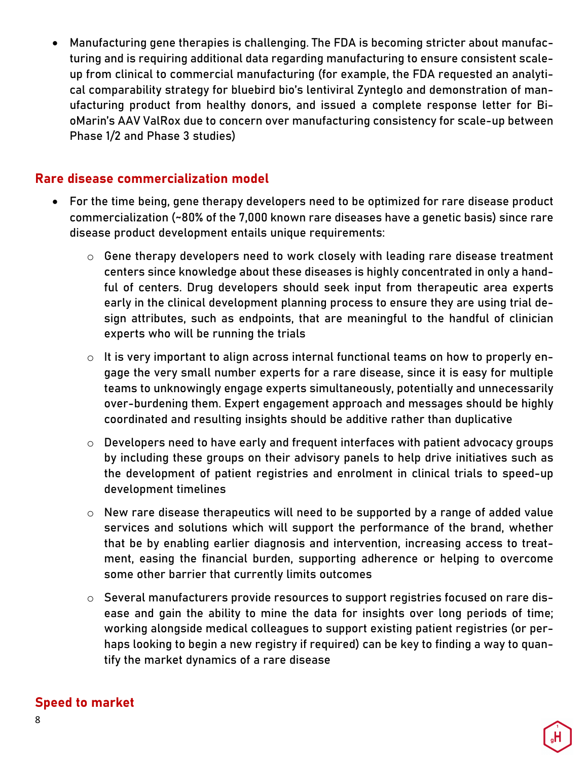- Manufacturing gene therapies is challenging. The FDA is becoming stricter about manufacturing and is requiring additional data regarding manufacturing to ensure consistent scale-up from clinical to commercial manufacturing (for example, the FDA requested an analytical comparability strategy for bluebird bio's lentiviral Zynteglo and demonstration of manufacturing product from healthy donors, and issued a complete response letter for BioMarin's AAV ValRox due to concern over manufacturing consistency for scale-up between Phase 1/2 and Phase 3 studies)

## Rare disease commercialization model

- For the time being, gene therapy developers need to be optimized for rare disease product commercialization (~80% of the 7,000 known rare diseases have a genetic basis) since rare disease product development entails unique requirements:
  - Gene therapy developers need to work closely with leading rare disease treatment centers since knowledge about these diseases is highly concentrated in only a handful of centers. Drug developers should seek input from therapeutic area experts early in the clinical development planning process to ensure they are using trial design attributes, such as endpoints, that are meaningful to the handful of clinician experts who will be running the trials
  - It is very important to align across internal functional teams on how to properly engage the very small number experts for a rare disease, since it is easy for multiple teams to unknowingly engage experts simultaneously, potentially and unnecessarily over-burdening them. Expert engagement approach and messages should be highly coordinated and resulting insights should be additive rather than duplicative
  - Developers need to have early and frequent interfaces with patient advocacy groups by including these groups on their advisory panels to help drive initiatives such as the development of patient registries and enrolment in clinical trials to speed-up development timelines
  - New rare disease therapeutics will need to be supported by a range of added value services and solutions which will support the performance of the brand, whether that be by enabling earlier diagnosis and intervention, increasing access to treatment, easing the financial burden, supporting adherence or helping to overcome some other barrier that currently limits outcomes
  - Several manufacturers provide resources to support registries focused on rare disease and gain the ability to mine the data for insights over long periods of time; working alongside medical colleagues to support existing patient registries (or perhaps looking to begin a new registry if required) can be key to finding a way to quantify the market dynamics of a rare disease

## Speed to market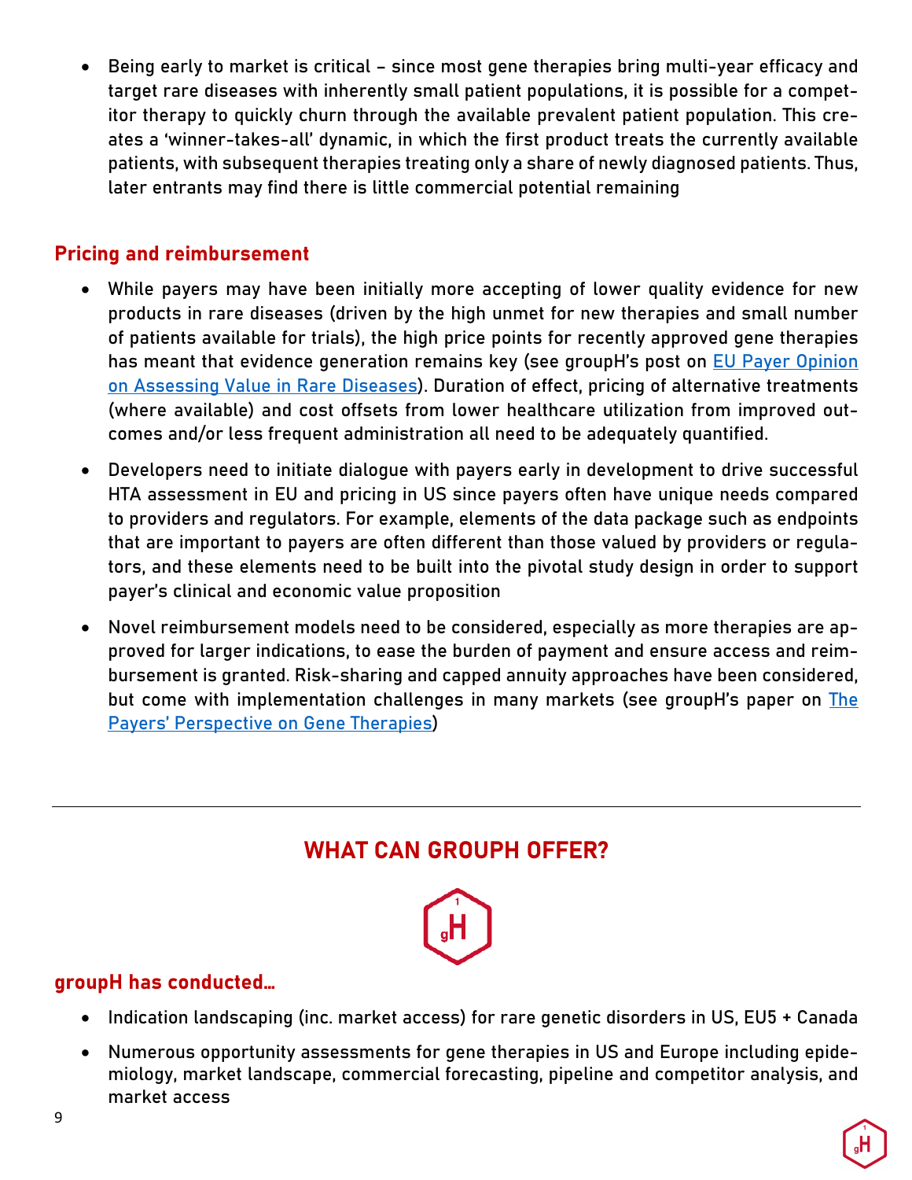- Being early to market is critical – since most gene therapies bring multi-year efficacy and target rare diseases with inherently small patient populations, it is possible for a competitor therapy to quickly churn through the available prevalent patient population. This creates a 'winner-takes-all' dynamic, in which the first product treats the currently available patients, with subsequent therapies treating only a share of newly diagnosed patients. Thus, later entrants may find there is little commercial potential remaining

## Pricing and reimbursement

- While payers may have been initially more accepting of lower quality evidence for new products in rare diseases (driven by the high unmet for new therapies and small number of patients available for trials), the high price points for recently approved gene therapies has meant that evidence generation remains key (see groupH's post on EU Payer Opinion on Assessing Value in Rare Diseases). Duration of effect, pricing of alternative treatments (where available) and cost offsets from lower healthcare utilization from improved outcomes and/or less frequent administration all need to be adequately quantified.
- Developers need to initiate dialogue with payers early in development to drive successful HTA assessment in EU and pricing in US since payers often have unique needs compared to providers and regulators. For example, elements of the data package such as endpoints that are important to payers are often different than those valued by providers or regulators, and these elements need to be built into the pivotal study design in order to support payer's clinical and economic value proposition
- Novel reimbursement models need to be considered, especially as more therapies are approved for larger indications, to ease the burden of payment and ensure access and reimbursement is granted. Risk-sharing and capped annuity approaches have been considered, but come with implementation challenges in many markets (see groupH's paper on The Payers' Perspective on Gene Therapies)

---

## WHAT CAN GROUPH OFFER?

### groupH has conducted…

- Indication landscaping (inc. market access) for rare genetic disorders in US, EU5 + Canada
- Numerous opportunity assessments for gene therapies in US and Europe including epidemiology, market landscape, commercial forecasting, pipeline and competitor analysis, and market access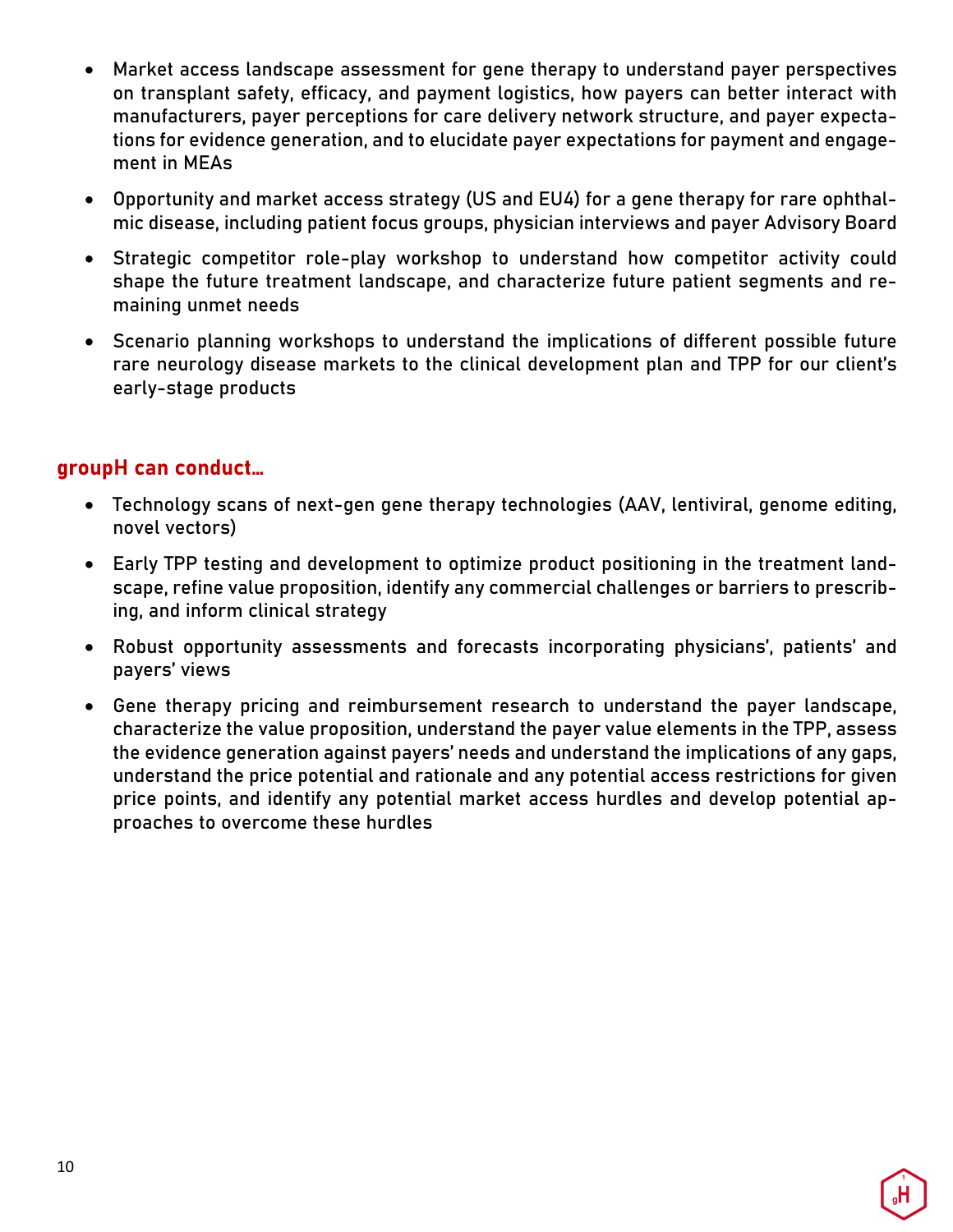- Market access landscape assessment for gene therapy to understand payer perspectives on transplant safety, efficacy, and payment logistics, how payers can better interact with manufacturers, payer perceptions for care delivery network structure, and payer expectations for evidence generation, and to elucidate payer expectations for payment and engagement in MEAs
- Opportunity and market access strategy (US and EU4) for a gene therapy for rare ophthalmic disease, including patient focus groups, physician interviews and payer Advisory Board
- Strategic competitor role-play workshop to understand how competitor activity could shape the future treatment landscape, and characterize future patient segments and remaining unmet needs
- Scenario planning workshops to understand the implications of different possible future rare neurology disease markets to the clinical development plan and TPP for our client's early-stage products

## groupH can conduct…

- Technology scans of next-gen gene therapy technologies (AAV, lentiviral, genome editing, novel vectors)
- Early TPP testing and development to optimize product positioning in the treatment landscape, refine value proposition, identify any commercial challenges or barriers to prescribing, and inform clinical strategy
- Robust opportunity assessments and forecasts incorporating physicians', patients' and payers' views
- Gene therapy pricing and reimbursement research to understand the payer landscape, characterize the value proposition, understand the payer value elements in the TPP, assess the evidence generation against payers' needs and understand the implications of any gaps, understand the price potential and rationale and any potential access restrictions for given price points, and identify any potential market access hurdles and develop potential approaches to overcome these hurdles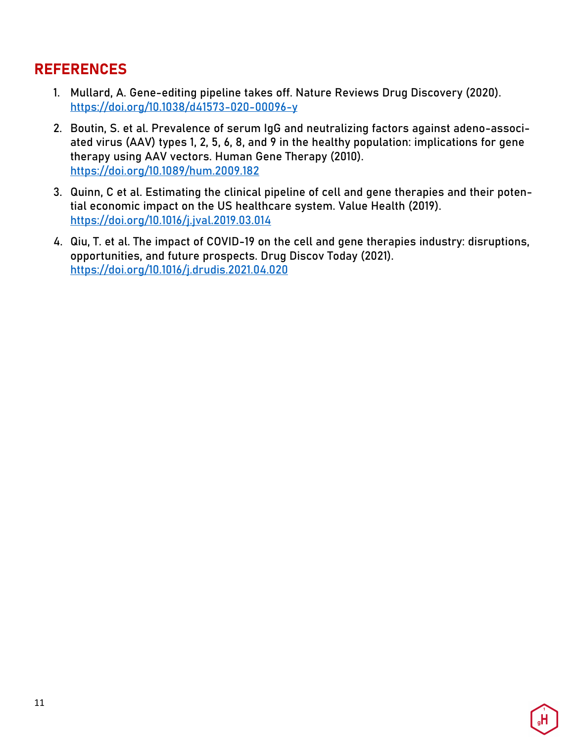## REFERENCES

1. Mullard, A. Gene-editing pipeline takes off. Nature Reviews Drug Discovery (2020). https://doi.org/10.1038/d41573-020-00096-y
2. Boutin, S. et al. Prevalence of serum IgG and neutralizing factors against adeno-associated virus (AAV) types 1, 2, 5, 6, 8, and 9 in the healthy population: implications for gene therapy using AAV vectors. Human Gene Therapy (2010). https://doi.org/10.1089/hum.2009.182
3. Quinn, C et al. Estimating the clinical pipeline of cell and gene therapies and their potential economic impact on the US healthcare system. Value Health (2019). https://doi.org/10.1016/j.jval.2019.03.014
4. Qiu, T. et al. The impact of COVID-19 on the cell and gene therapies industry: disruptions, opportunities, and future prospects. Drug Discov Today (2021). https://doi.org/10.1016/j.drudis.2021.04.020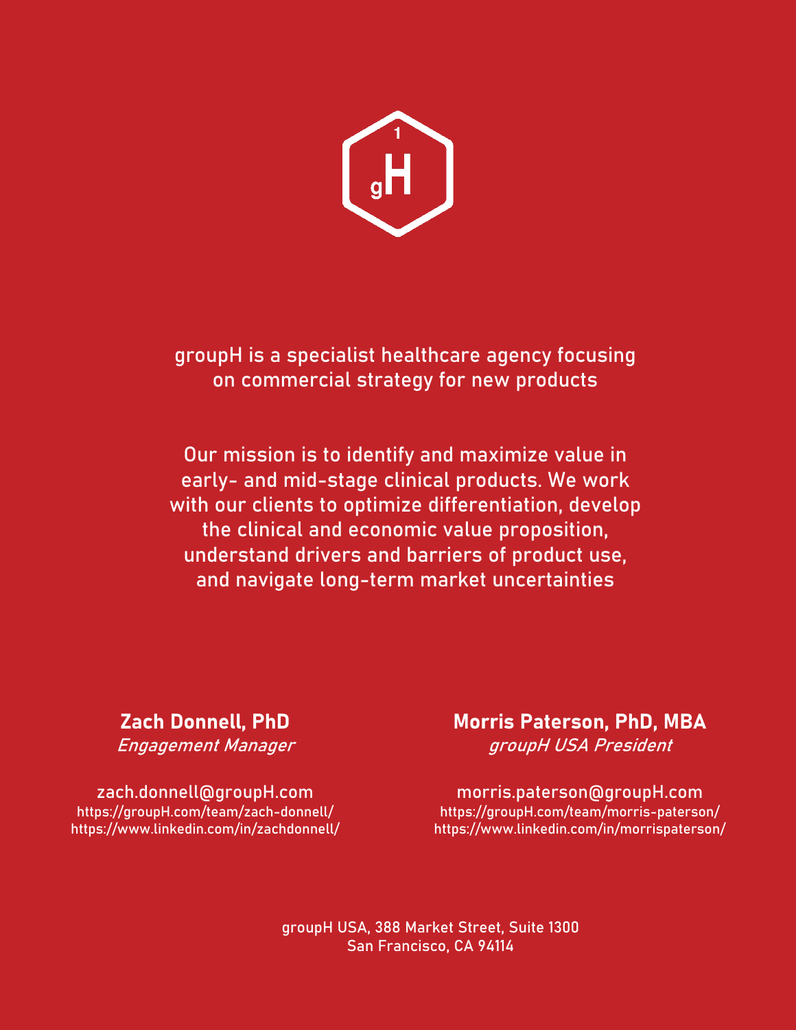groupH is a specialist healthcare agency focusing on commercial strategy for new products

Our mission is to identify and maximize value in early- and mid-stage clinical products. We work with our clients to optimize differentiation, develop the clinical and economic value proposition, understand drivers and barriers of product use, and navigate long-term market uncertainties

**Zach Donnell, PhD**
*Engagement Manager*

zach.donnell@groupH.com
https://groupH.com/team/zach-donnell/
https://www.linkedin.com/in/zachdonnell/

**Morris Paterson, PhD, MBA**
*groupH USA President*

morris.paterson@groupH.com
https://groupH.com/team/morris-paterson/
https://www.linkedin.com/in/morrispaterson/

groupH USA, 388 Market Street, Suite 1300
San Francisco, CA 94114